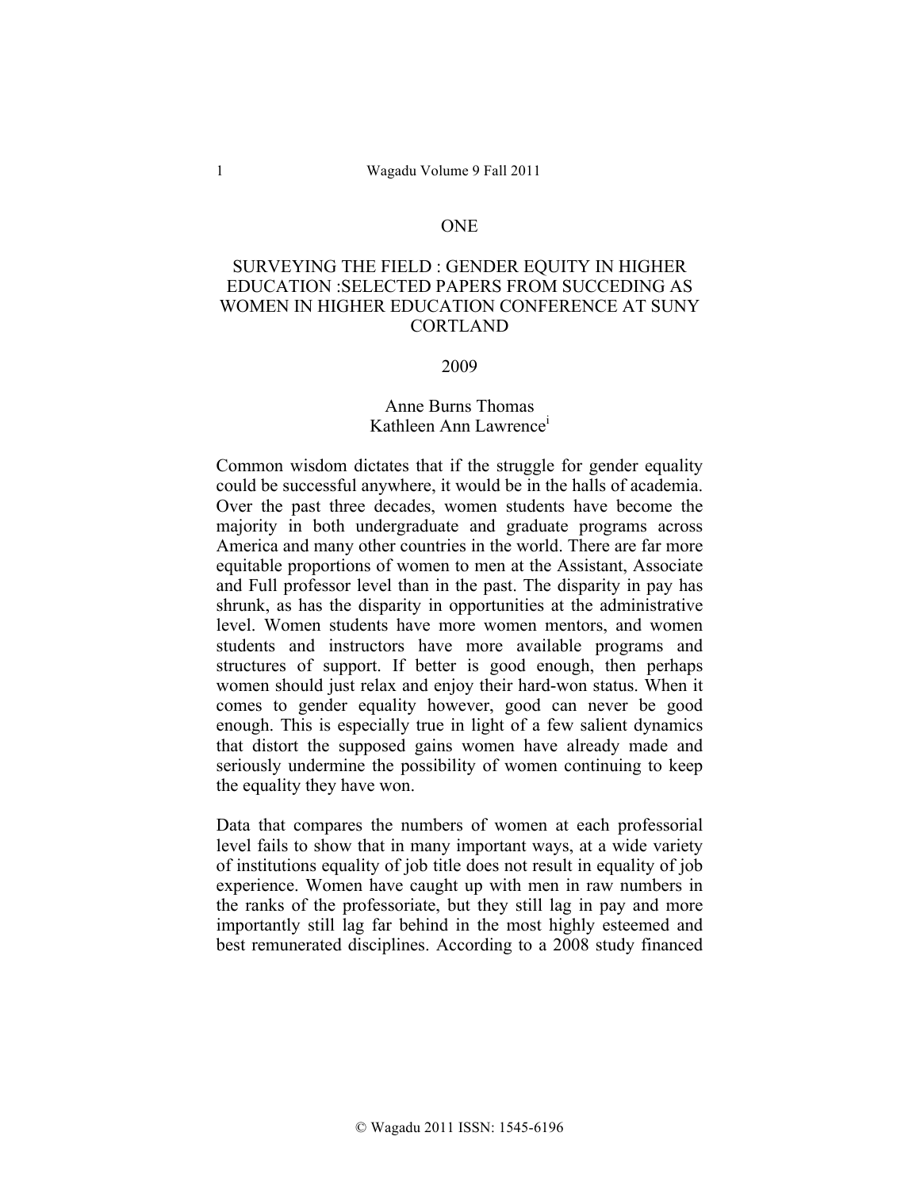ONE

# SURVEYING THE FIELD : GENDER EQUITY IN HIGHER EDUCATION :SELECTED PAPERS FROM SUCCEDING AS WOMEN IN HIGHER EDUCATION CONFERENCE AT SUNY CORTLAND

2009

Anne Burns Thomas
Kathleen Ann Lawrence[i]

Common wisdom dictates that if the struggle for gender equality could be successful anywhere, it would be in the halls of academia. Over the past three decades, women students have become the majority in both undergraduate and graduate programs across America and many other countries in the world. There are far more equitable proportions of women to men at the Assistant, Associate and Full professor level than in the past. The disparity in pay has shrunk, as has the disparity in opportunities at the administrative level. Women students have more women mentors, and women students and instructors have more available programs and structures of support. If better is good enough, then perhaps women should just relax and enjoy their hard-won status. When it comes to gender equality however, good can never be good enough. This is especially true in light of a few salient dynamics that distort the supposed gains women have already made and seriously undermine the possibility of women continuing to keep the equality they have won.

Data that compares the numbers of women at each professorial level fails to show that in many important ways, at a wide variety of institutions equality of job title does not result in equality of job experience. Women have caught up with men in raw numbers in the ranks of the professoriate, but they still lag in pay and more importantly still lag far behind in the most highly esteemed and best remunerated disciplines. According to a 2008 study financed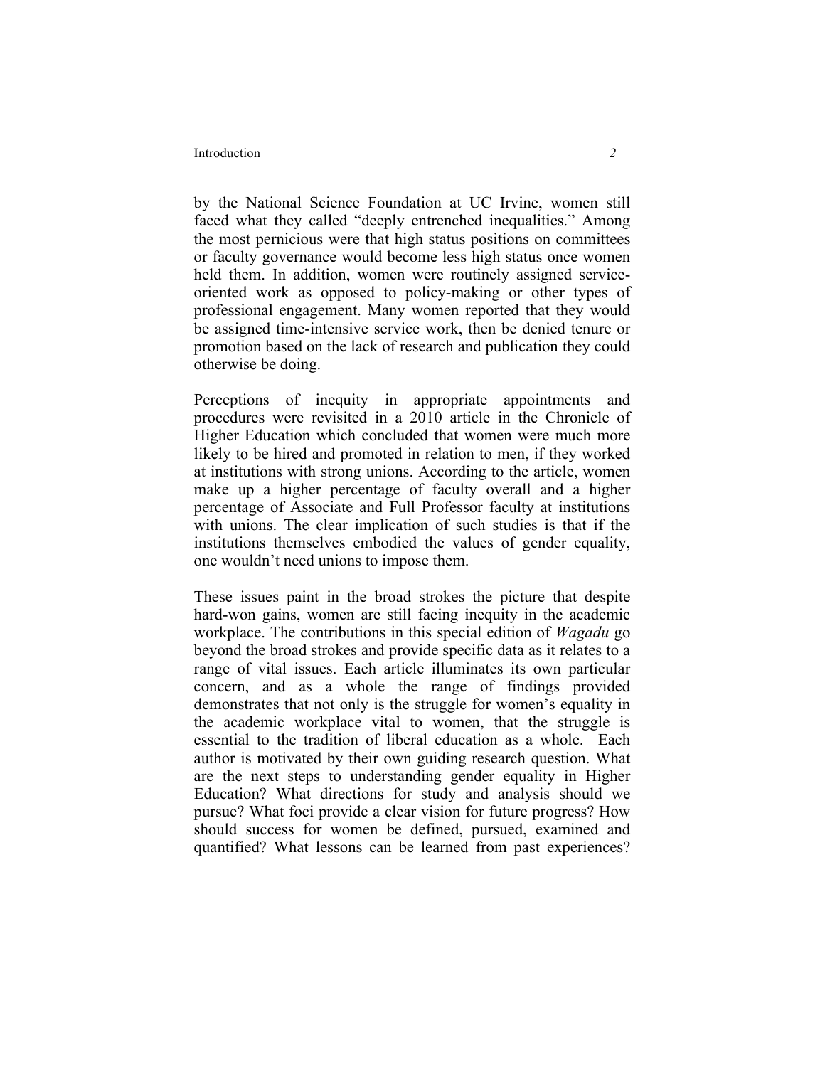by the National Science Foundation at UC Irvine, women still faced what they called "deeply entrenched inequalities." Among the most pernicious were that high status positions on committees or faculty governance would become less high status once women held them. In addition, women were routinely assigned service-oriented work as opposed to policy-making or other types of professional engagement. Many women reported that they would be assigned time-intensive service work, then be denied tenure or promotion based on the lack of research and publication they could otherwise be doing.

Perceptions of inequity in appropriate appointments and procedures were revisited in a 2010 article in the Chronicle of Higher Education which concluded that women were much more likely to be hired and promoted in relation to men, if they worked at institutions with strong unions. According to the article, women make up a higher percentage of faculty overall and a higher percentage of Associate and Full Professor faculty at institutions with unions. The clear implication of such studies is that if the institutions themselves embodied the values of gender equality, one wouldn't need unions to impose them.

These issues paint in the broad strokes the picture that despite hard-won gains, women are still facing inequity in the academic workplace. The contributions in this special edition of *Wagadu* go beyond the broad strokes and provide specific data as it relates to a range of vital issues. Each article illuminates its own particular concern, and as a whole the range of findings provided demonstrates that not only is the struggle for women's equality in the academic workplace vital to women, that the struggle is essential to the tradition of liberal education as a whole. Each author is motivated by their own guiding research question. What are the next steps to understanding gender equality in Higher Education? What directions for study and analysis should we pursue? What foci provide a clear vision for future progress? How should success for women be defined, pursued, examined and quantified? What lessons can be learned from past experiences?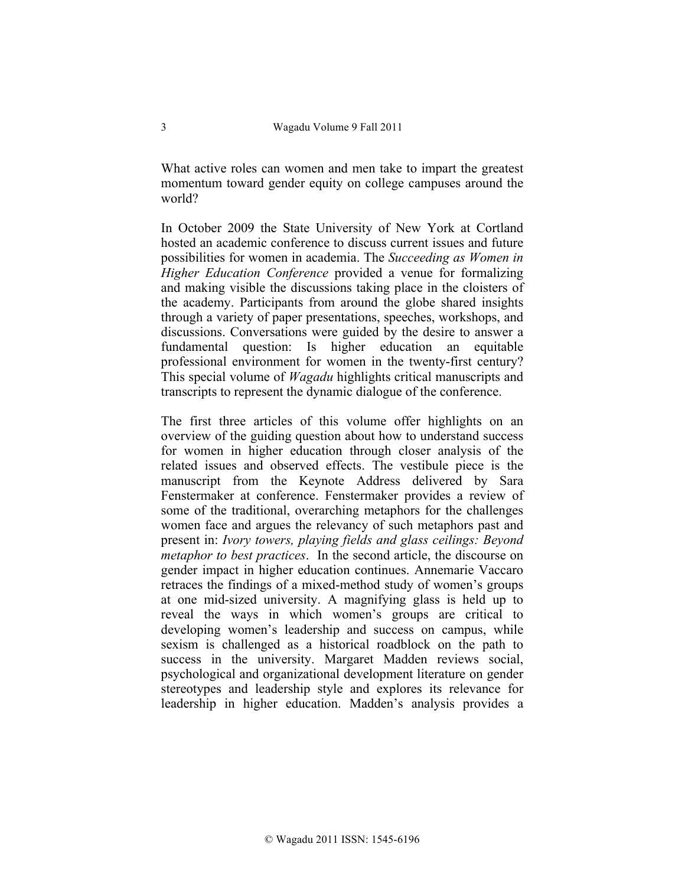What active roles can women and men take to impart the greatest momentum toward gender equity on college campuses around the world?

In October 2009 the State University of New York at Cortland hosted an academic conference to discuss current issues and future possibilities for women in academia. The *Succeeding as Women in Higher Education Conference* provided a venue for formalizing and making visible the discussions taking place in the cloisters of the academy. Participants from around the globe shared insights through a variety of paper presentations, speeches, workshops, and discussions. Conversations were guided by the desire to answer a fundamental question: Is higher education an equitable professional environment for women in the twenty-first century? This special volume of *Wagadu* highlights critical manuscripts and transcripts to represent the dynamic dialogue of the conference.

The first three articles of this volume offer highlights on an overview of the guiding question about how to understand success for women in higher education through closer analysis of the related issues and observed effects. The vestibule piece is the manuscript from the Keynote Address delivered by Sara Fenstermaker at conference. Fenstermaker provides a review of some of the traditional, overarching metaphors for the challenges women face and argues the relevancy of such metaphors past and present in: *Ivory towers, playing fields and glass ceilings: Beyond metaphor to best practices*. In the second article, the discourse on gender impact in higher education continues. Annemarie Vaccaro retraces the findings of a mixed-method study of women's groups at one mid-sized university. A magnifying glass is held up to reveal the ways in which women's groups are critical to developing women's leadership and success on campus, while sexism is challenged as a historical roadblock on the path to success in the university. Margaret Madden reviews social, psychological and organizational development literature on gender stereotypes and leadership style and explores its relevance for leadership in higher education. Madden's analysis provides a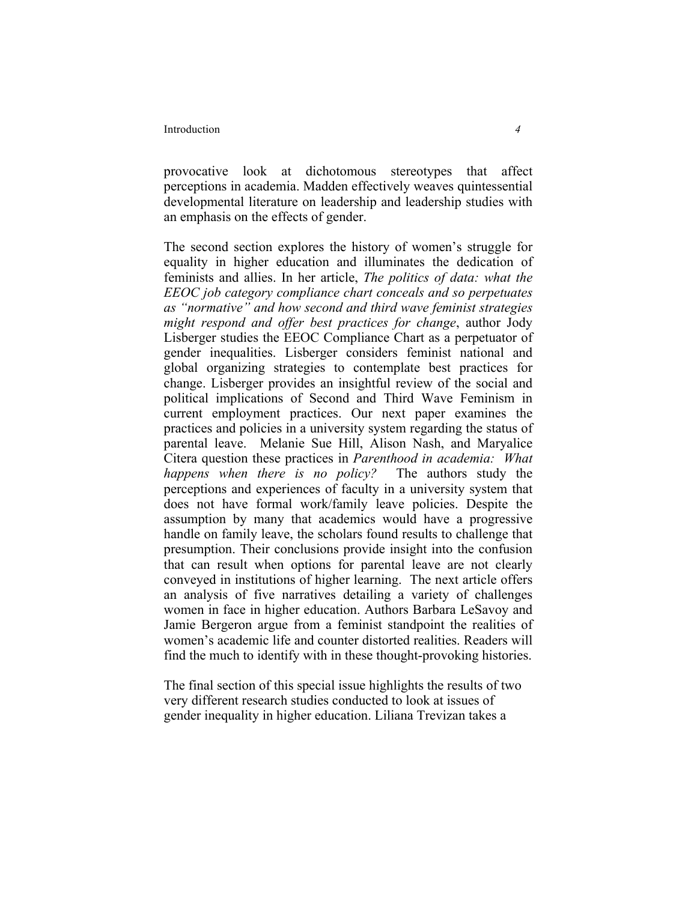provocative look at dichotomous stereotypes that affect perceptions in academia. Madden effectively weaves quintessential developmental literature on leadership and leadership studies with an emphasis on the effects of gender.

The second section explores the history of women's struggle for equality in higher education and illuminates the dedication of feminists and allies. In her article, *The politics of data: what the EEOC job category compliance chart conceals and so perpetuates as "normative" and how second and third wave feminist strategies might respond and offer best practices for change*, author Jody Lisberger studies the EEOC Compliance Chart as a perpetuator of gender inequalities. Lisberger considers feminist national and global organizing strategies to contemplate best practices for change. Lisberger provides an insightful review of the social and political implications of Second and Third Wave Feminism in current employment practices. Our next paper examines the practices and policies in a university system regarding the status of parental leave. Melanie Sue Hill, Alison Nash, and Maryalice Citera question these practices in *Parenthood in academia: What happens when there is no policy?* The authors study the perceptions and experiences of faculty in a university system that does not have formal work/family leave policies. Despite the assumption by many that academics would have a progressive handle on family leave, the scholars found results to challenge that presumption. Their conclusions provide insight into the confusion that can result when options for parental leave are not clearly conveyed in institutions of higher learning. The next article offers an analysis of five narratives detailing a variety of challenges women in face in higher education. Authors Barbara LeSavoy and Jamie Bergeron argue from a feminist standpoint the realities of women's academic life and counter distorted realities. Readers will find the much to identify with in these thought-provoking histories.

The final section of this special issue highlights the results of two very different research studies conducted to look at issues of gender inequality in higher education. Liliana Trevizan takes a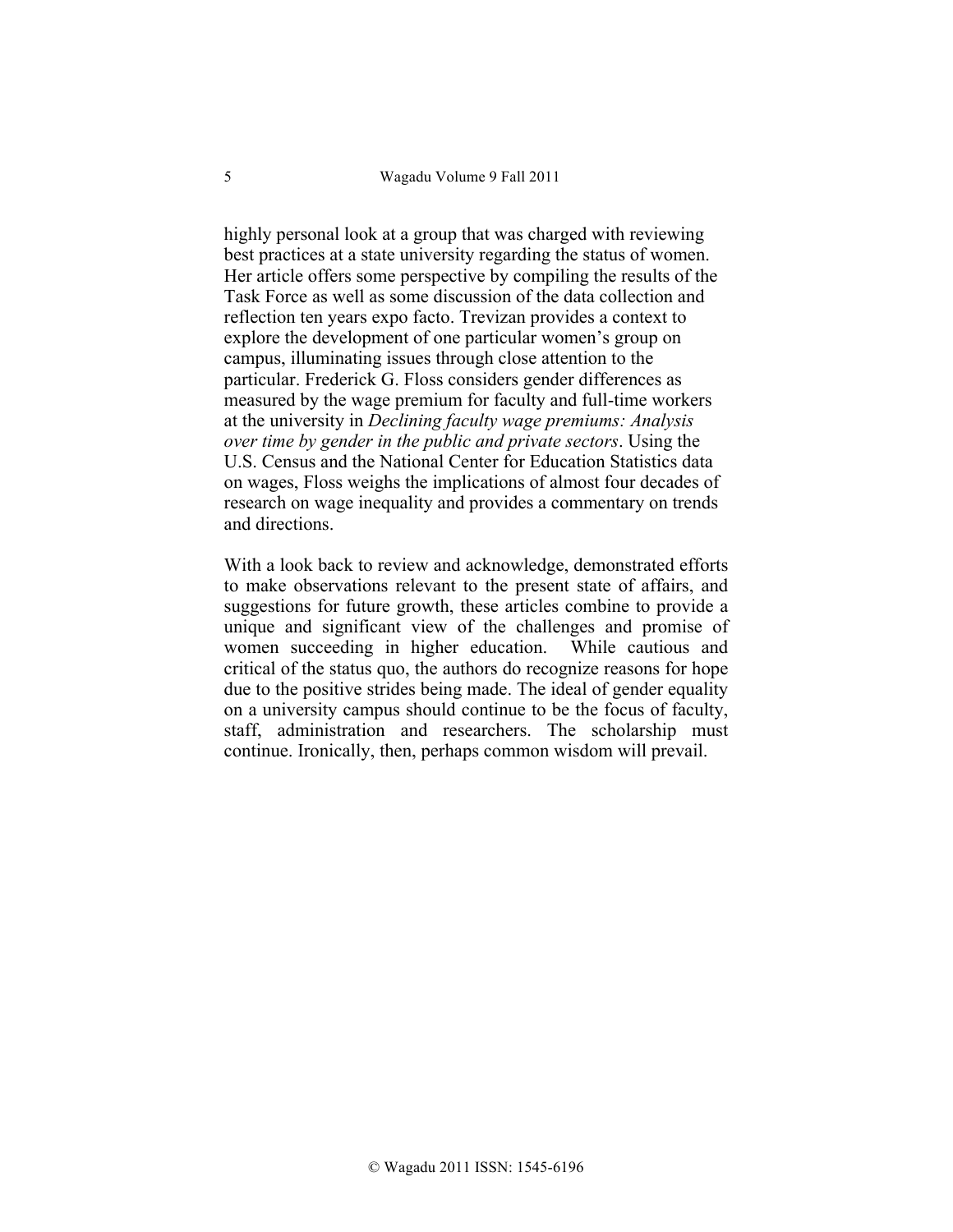highly personal look at a group that was charged with reviewing best practices at a state university regarding the status of women. Her article offers some perspective by compiling the results of the Task Force as well as some discussion of the data collection and reflection ten years expo facto. Trevizan provides a context to explore the development of one particular women's group on campus, illuminating issues through close attention to the particular. Frederick G. Floss considers gender differences as measured by the wage premium for faculty and full-time workers at the university in *Declining faculty wage premiums: Analysis over time by gender in the public and private sectors*. Using the U.S. Census and the National Center for Education Statistics data on wages, Floss weighs the implications of almost four decades of research on wage inequality and provides a commentary on trends and directions.

With a look back to review and acknowledge, demonstrated efforts to make observations relevant to the present state of affairs, and suggestions for future growth, these articles combine to provide a unique and significant view of the challenges and promise of women succeeding in higher education. While cautious and critical of the status quo, the authors do recognize reasons for hope due to the positive strides being made. The ideal of gender equality on a university campus should continue to be the focus of faculty, staff, administration and researchers. The scholarship must continue. Ironically, then, perhaps common wisdom will prevail.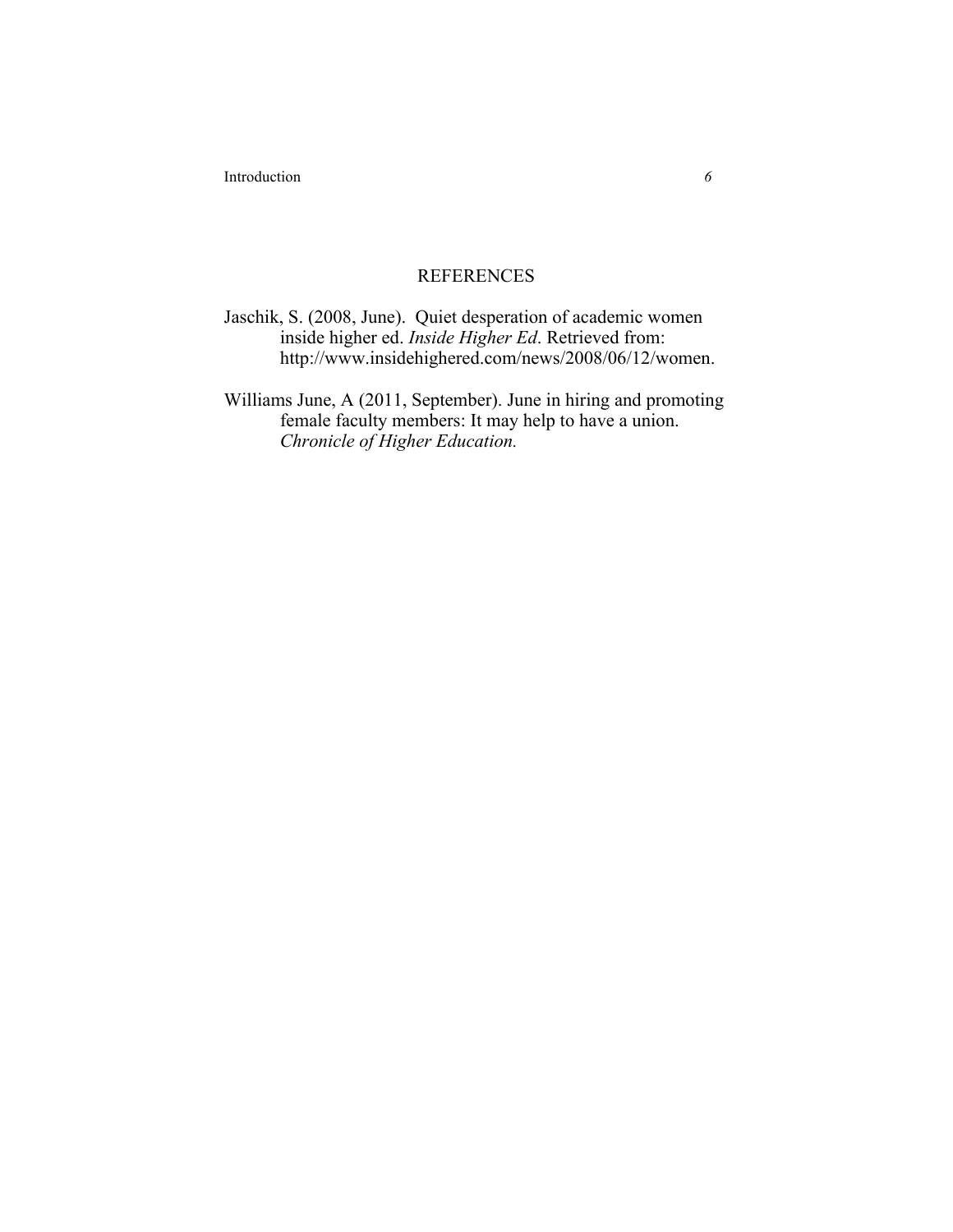## REFERENCES

Jaschik, S. (2008, June). Quiet desperation of academic women inside higher ed. *Inside Higher Ed*. Retrieved from: http://www.insidehighered.com/news/2008/06/12/women.

Williams June, A (2011, September). June in hiring and promoting female faculty members: It may help to have a union. *Chronicle of Higher Education.*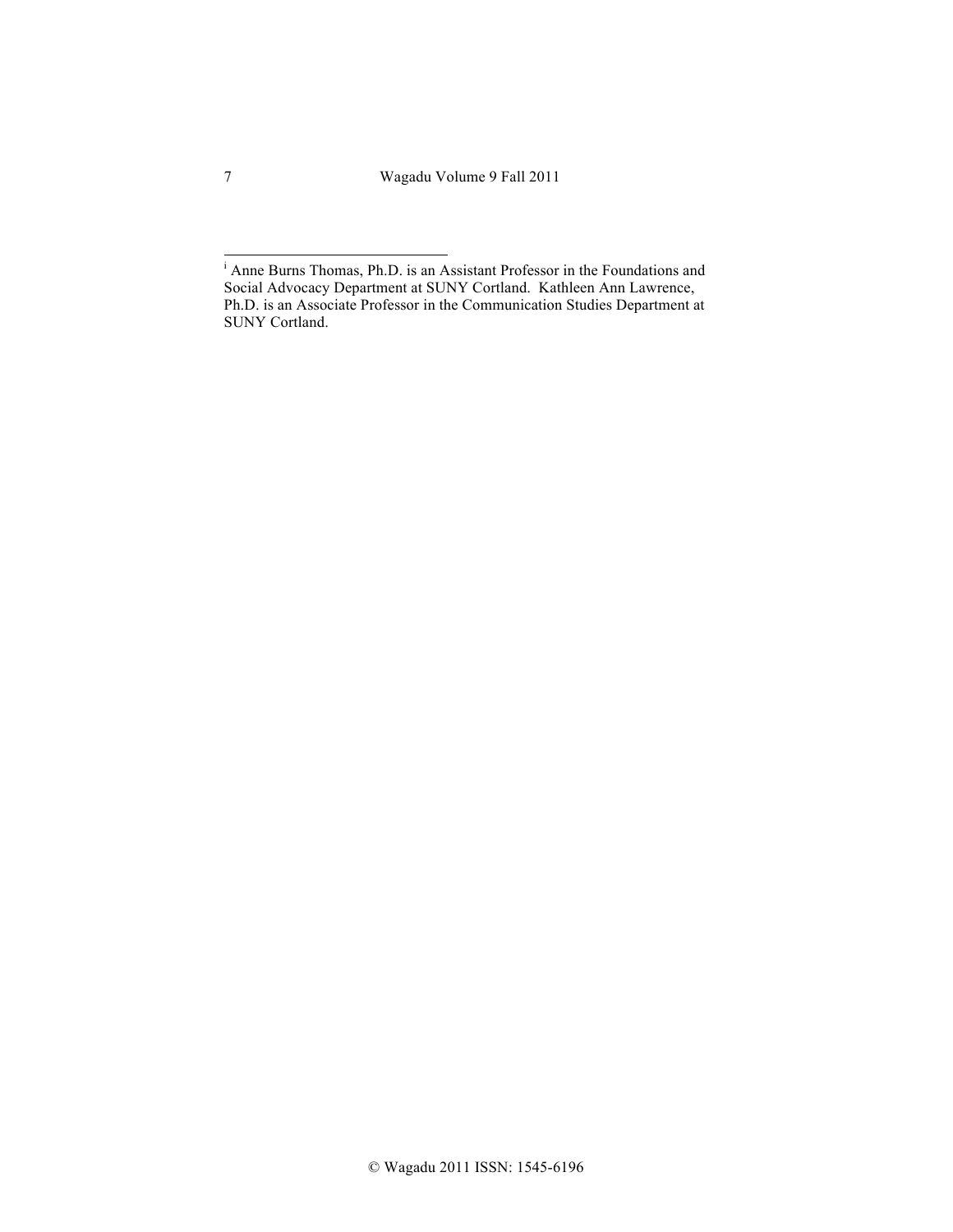[i] Anne Burns Thomas, Ph.D. is an Assistant Professor in the Foundations and Social Advocacy Department at SUNY Cortland. Kathleen Ann Lawrence, Ph.D. is an Associate Professor in the Communication Studies Department at SUNY Cortland.